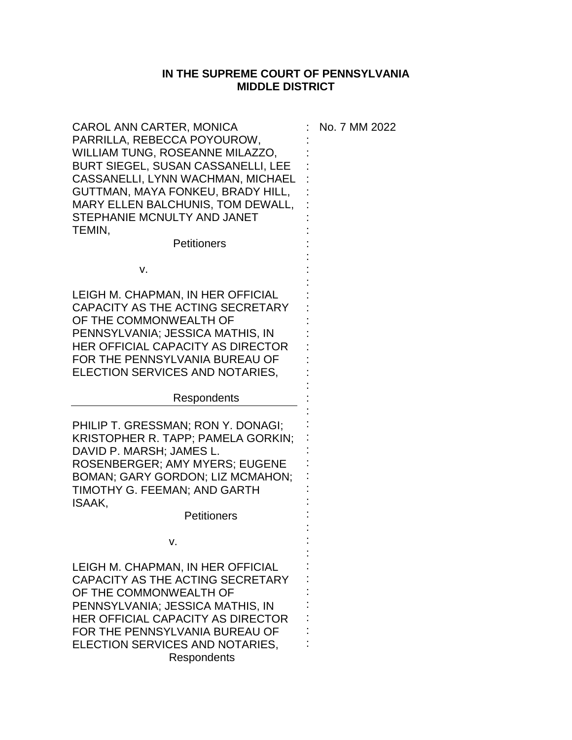**IN THE SUPREME COURT OF PENNSYLVANIA**
**MIDDLE DISTRICT**

CAROL ANN CARTER, MONICA PARRILLA, REBECCA POYOUROW, WILLIAM TUNG, ROSEANNE MILAZZO, BURT SIEGEL, SUSAN CASSANELLI, LEE CASSANELLI, LYNN WACHMAN, MICHAEL GUTTMAN, MAYA FONKEU, BRADY HILL, MARY ELLEN BALCHUNIS, TOM DEWALL, STEPHANIE MCNULTY AND JANET TEMIN,

Petitioners

v.

LEIGH M. CHAPMAN, IN HER OFFICIAL CAPACITY AS THE ACTING SECRETARY OF THE COMMONWEALTH OF PENNSYLVANIA; JESSICA MATHIS, IN HER OFFICIAL CAPACITY AS DIRECTOR FOR THE PENNSYLVANIA BUREAU OF ELECTION SERVICES AND NOTARIES,

Respondents

---

PHILIP T. GRESSMAN; RON Y. DONAGI; KRISTOPHER R. TAPP; PAMELA GORKIN; DAVID P. MARSH; JAMES L. ROSENBERGER; AMY MYERS; EUGENE BOMAN; GARY GORDON; LIZ MCMAHON; TIMOTHY G. FEEMAN; AND GARTH ISAAK,

Petitioners

v.

LEIGH M. CHAPMAN, IN HER OFFICIAL CAPACITY AS THE ACTING SECRETARY OF THE COMMONWEALTH OF PENNSYLVANIA; JESSICA MATHIS, IN HER OFFICIAL CAPACITY AS DIRECTOR FOR THE PENNSYLVANIA BUREAU OF ELECTION SERVICES AND NOTARIES,

Respondents

No. 7 MM 2022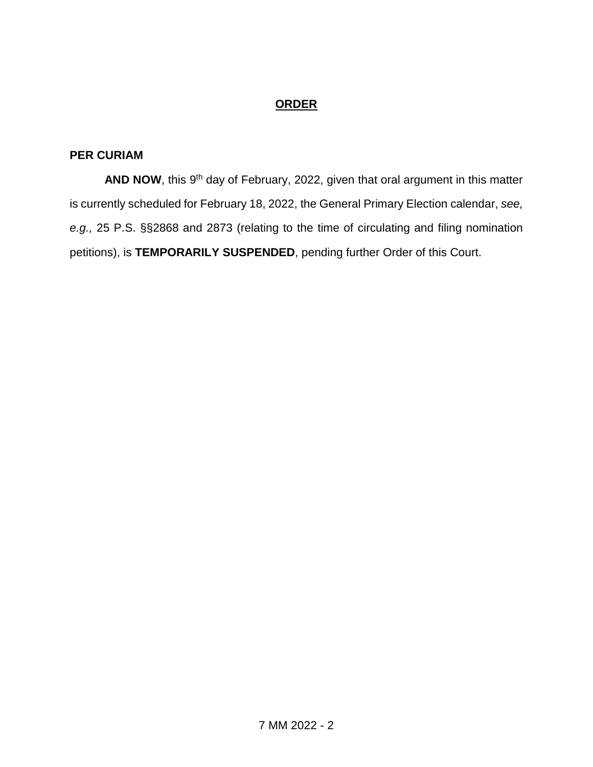## ORDER

**PER CURIAM**

**AND NOW**, this 9th day of February, 2022, given that oral argument in this matter is currently scheduled for February 18, 2022, the General Primary Election calendar, *see, e.g.,* 25 P.S. §§2868 and 2873 (relating to the time of circulating and filing nomination petitions), is **TEMPORARILY SUSPENDED**, pending further Order of this Court.